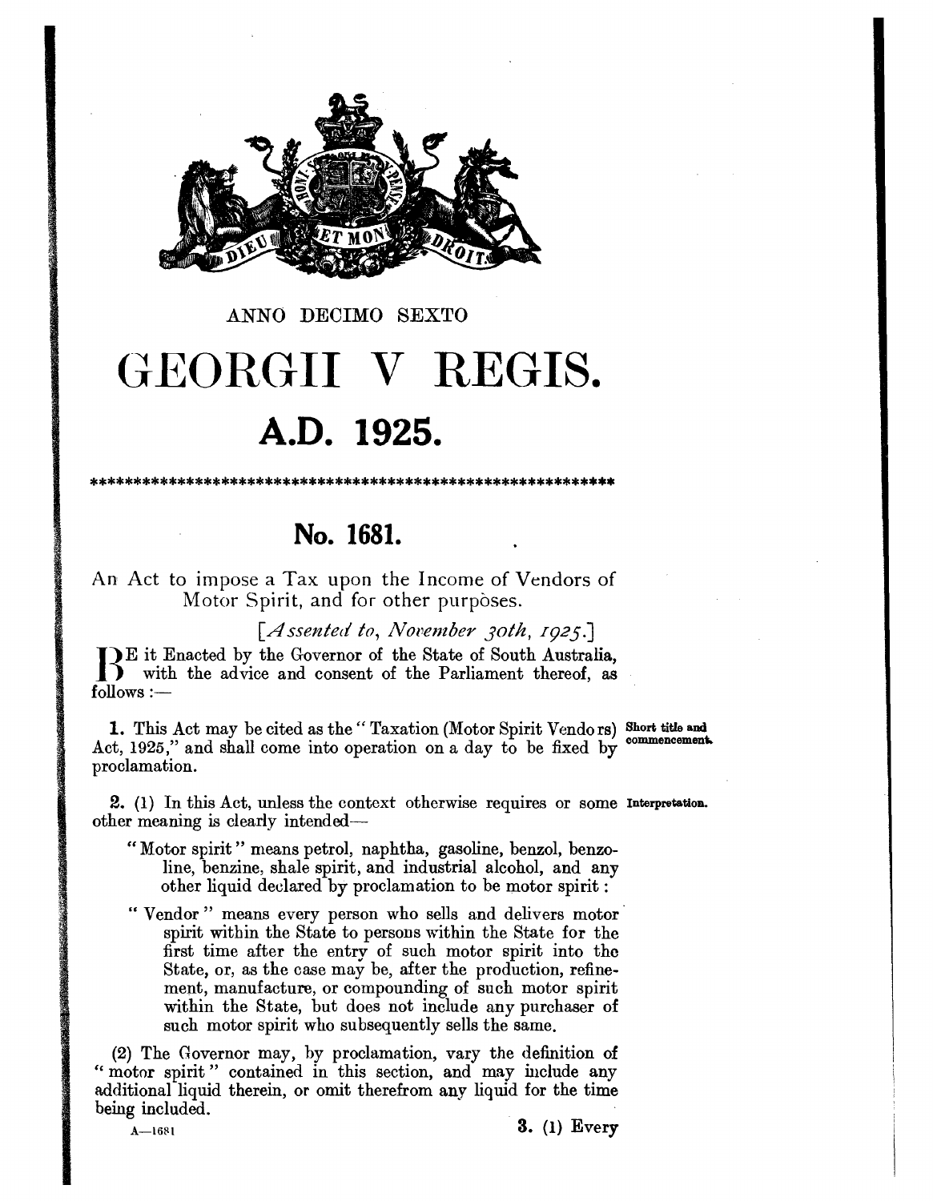ANNO DECIMO SEXTO

# GEORGII V REGIS.

## A.D. 1925.

************************************************************

## No. 1681.

An Act to impose a Tax upon the Income of Vendors of Motor Spirit, and for other purposes.

[*Assented to, November 30th, 1925.*]

BE it Enacted by the Governor of the State of South Australia, with the advice and consent of the Parliament thereof, as follows:—

**Short title and commencement.**

**1.** This Act may be cited as the "Taxation (Motor Spirit Vendors) Act, 1925," and shall come into operation on a day to be fixed by proclamation.

**Interpretation.**

**2.** (1) In this Act, unless the context otherwise requires or some other meaning is clearly intended—

"Motor spirit" means petrol, naphtha, gasoline, benzol, benzoline, benzine, shale spirit, and industrial alcohol, and any other liquid declared by proclamation to be motor spirit:

"Vendor" means every person who sells and delivers motor spirit within the State to persons within the State for the first time after the entry of such motor spirit into the State, or, as the case may be, after the production, refinement, manufacture, or compounding of such motor spirit within the State, but does not include any purchaser of such motor spirit who subsequently sells the same.

(2) The Governor may, by proclamation, vary the definition of "motor spirit" contained in this section, and may include any additional liquid therein, or omit therefrom any liquid for the time being included.

A—1681

**3.** (1) Every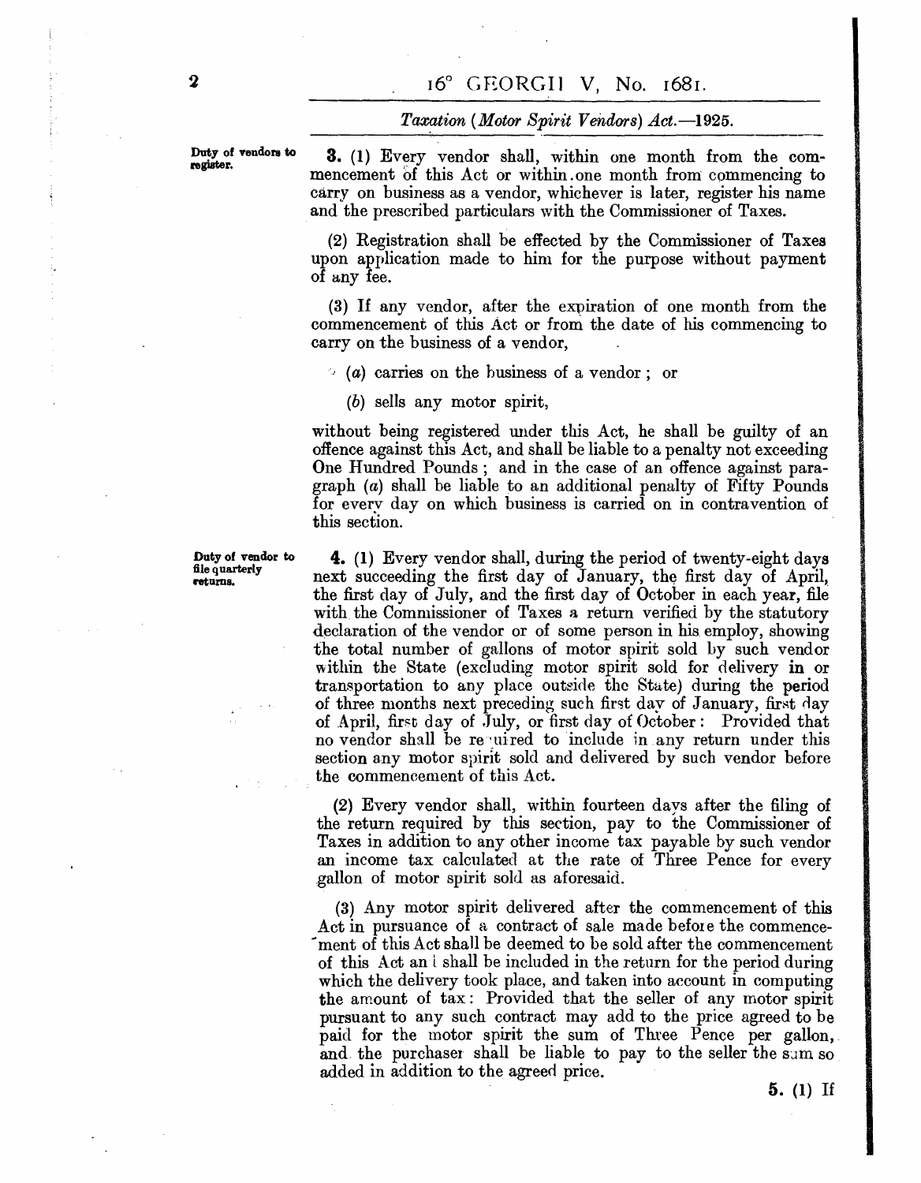**Duty of vendors to register.**

**3.** (1) Every vendor shall, within one month from the commencement of this Act or within one month from commencing to carry on business as a vendor, whichever is later, register his name and the prescribed particulars with the Commissioner of Taxes.

(2) Registration shall be effected by the Commissioner of Taxes upon application made to him for the purpose without payment of any fee.

(3) If any vendor, after the expiration of one month from the commencement of this Act or from the date of his commencing to carry on the business of a vendor,

(*a*) carries on the business of a vendor ; or

(*b*) sells any motor spirit,

without being registered under this Act, he shall be guilty of an offence against this Act, and shall be liable to a penalty not exceeding One Hundred Pounds ; and in the case of an offence against paragraph (*a*) shall be liable to an additional penalty of Fifty Pounds for every day on which business is carried on in contravention of this section.

**Duty of vendor to file quarterly returns.**

**4.** (1) Every vendor shall, during the period of twenty-eight days next succeeding the first day of January, the first day of April, the first day of July, and the first day of October in each year, file with the Commissioner of Taxes a return verified by the statutory declaration of the vendor or of some person in his employ, showing the total number of gallons of motor spirit sold by such vendor within the State (excluding motor spirit sold for delivery in or transportation to any place outside the State) during the period of three months next preceding such first day of January, first day of April, first day of July, or first day of October: Provided that no vendor shall be required to include in any return under this section any motor spirit sold and delivered by such vendor before the commencement of this Act.

(2) Every vendor shall, within fourteen days after the filing of the return required by this section, pay to the Commissioner of Taxes in addition to any other income tax payable by such vendor an income tax calculated at the rate of Three Pence for every gallon of motor spirit sold as aforesaid.

(3) Any motor spirit delivered after the commencement of this Act in pursuance of a contract of sale made before the commencement of this Act shall be deemed to be sold after the commencement of this Act and shall be included in the return for the period during which the delivery took place, and taken into account in computing the amount of tax: Provided that the seller of any motor spirit pursuant to any such contract may add to the price agreed to be paid for the motor spirit the sum of Three Pence per gallon, and the purchaser shall be liable to pay to the seller the sum so added in addition to the agreed price.

**5.** (1) If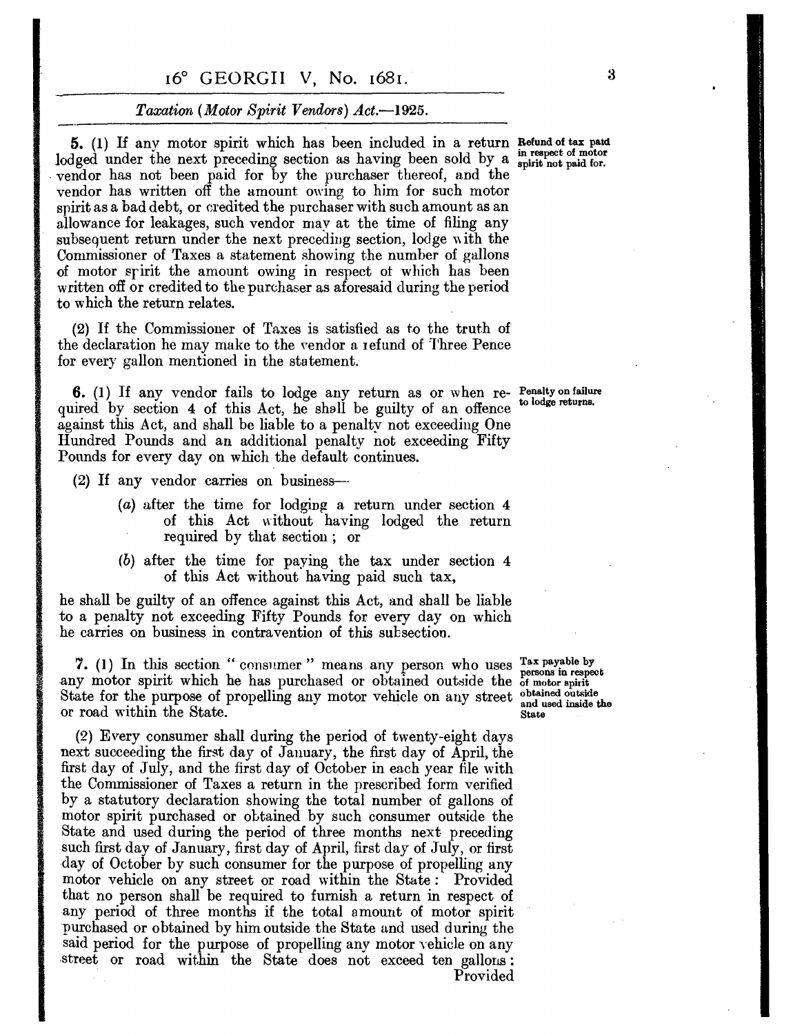**5.** (1) If any motor spirit which has been included in a return lodged under the next preceding section as having been sold by a vendor has not been paid for by the purchaser thereof, and the vendor has written off the amount owing to him for such motor spirit as a bad debt, or credited the purchaser with such amount as an allowance for leakages, such vendor may at the time of filing any subsequent return under the next preceding section, lodge with the Commissioner of Taxes a statement showing the number of gallons of motor spirit the amount owing in respect of which has been written off or credited to the purchaser as aforesaid during the period to which the return relates.

*Refund of tax paid in respect of motor spirit not paid for.*

(2) If the Commissioner of Taxes is satisfied as to the truth of the declaration he may make to the vendor a refund of Three Pence for every gallon mentioned in the statement.

**6.** (1) If any vendor fails to lodge any return as or when required by section 4 of this Act, he shall be guilty of an offence against this Act, and shall be liable to a penalty not exceeding One Hundred Pounds and an additional penalty not exceeding Fifty Pounds for every day on which the default continues.

*Penalty on failure to lodge returns.*

(2) If any vendor carries on business—

(*a*) after the time for lodging a return under section 4 of this Act without having lodged the return required by that section; or

(*b*) after the time for paying the tax under section 4 of this Act without having paid such tax,

he shall be guilty of an offence against this Act, and shall be liable to a penalty not exceeding Fifty Pounds for every day on which he carries on business in contravention of this subsection.

**7.** (1) In this section "consumer" means any person who uses any motor spirit which he has purchased or obtained outside the State for the purpose of propelling any motor vehicle on any street or road within the State.

*Tax payable by persons in respect of motor spirit obtained outside and used inside the State*

(2) Every consumer shall during the period of twenty-eight days next succeeding the first day of January, the first day of April, the first day of July, and the first day of October in each year file with the Commissioner of Taxes a return in the prescribed form verified by a statutory declaration showing the total number of gallons of motor spirit purchased or obtained by such consumer outside the State and used during the period of three months next preceding such first day of January, first day of April, first day of July, or first day of October by such consumer for the purpose of propelling any motor vehicle on any street or road within the State: Provided that no person shall be required to furnish a return in respect of any period of three months if the total amount of motor spirit purchased or obtained by him outside the State and used during the said period for the purpose of propelling any motor vehicle on any street or road within the State does not exceed ten gallons: Provided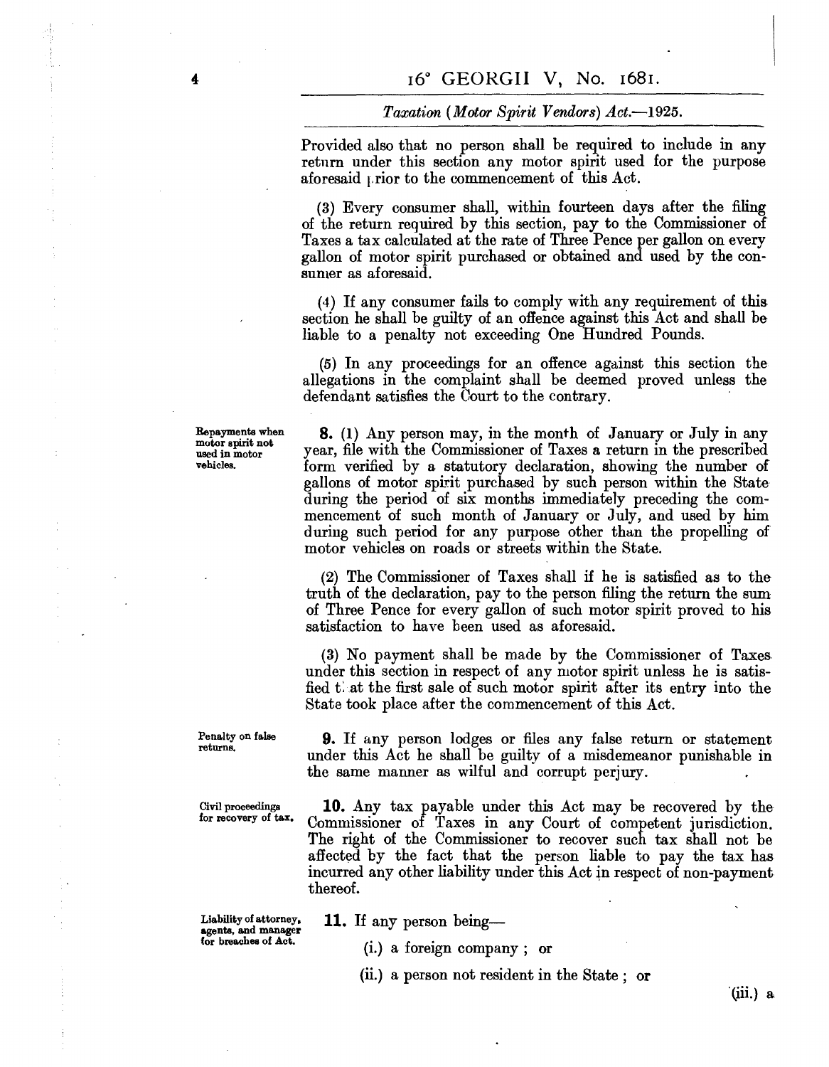Provided also that no person shall be required to include in any return under this section any motor spirit used for the purpose aforesaid prior to the commencement of this Act.

(3) Every consumer shall, within fourteen days after the filing of the return required by this section, pay to the Commissioner of Taxes a tax calculated at the rate of Three Pence per gallon on every gallon of motor spirit purchased or obtained and used by the consumer as aforesaid.

(4) If any consumer fails to comply with any requirement of this section he shall be guilty of an offence against this Act and shall be liable to a penalty not exceeding One Hundred Pounds.

(5) In any proceedings for an offence against this section the allegations in the complaint shall be deemed proved unless the defendant satisfies the Court to the contrary.

*Repayments when motor spirit not used in motor vehicles.*

**8.** (1) Any person may, in the month of January or July in any year, file with the Commissioner of Taxes a return in the prescribed form verified by a statutory declaration, showing the number of gallons of motor spirit purchased by such person within the State during the period of six months immediately preceding the commencement of such month of January or July, and used by him during such period for any purpose other than the propelling of motor vehicles on roads or streets within the State.

(2) The Commissioner of Taxes shall if he is satisfied as to the truth of the declaration, pay to the person filing the return the sum of Three Pence for every gallon of such motor spirit proved to his satisfaction to have been used as aforesaid.

(3) No payment shall be made by the Commissioner of Taxes under this section in respect of any motor spirit unless he is satisfied that the first sale of such motor spirit after its entry into the State took place after the commencement of this Act.

*Penalty on false returns.*

**9.** If any person lodges or files any false return or statement under this Act he shall be guilty of a misdemeanor punishable in the same manner as wilful and corrupt perjury.

*Civil proceedings for recovery of tax.*

**10.** Any tax payable under this Act may be recovered by the Commissioner of Taxes in any Court of competent jurisdiction. The right of the Commissioner to recover such tax shall not be affected by the fact that the person liable to pay the tax has incurred any other liability under this Act in respect of non-payment thereof.

*Liability of attorney, agents, and manager for breaches of Act.*

**11.** If any person being—

(i.) a foreign company; or

(ii.) a person not resident in the State; or

(iii.) a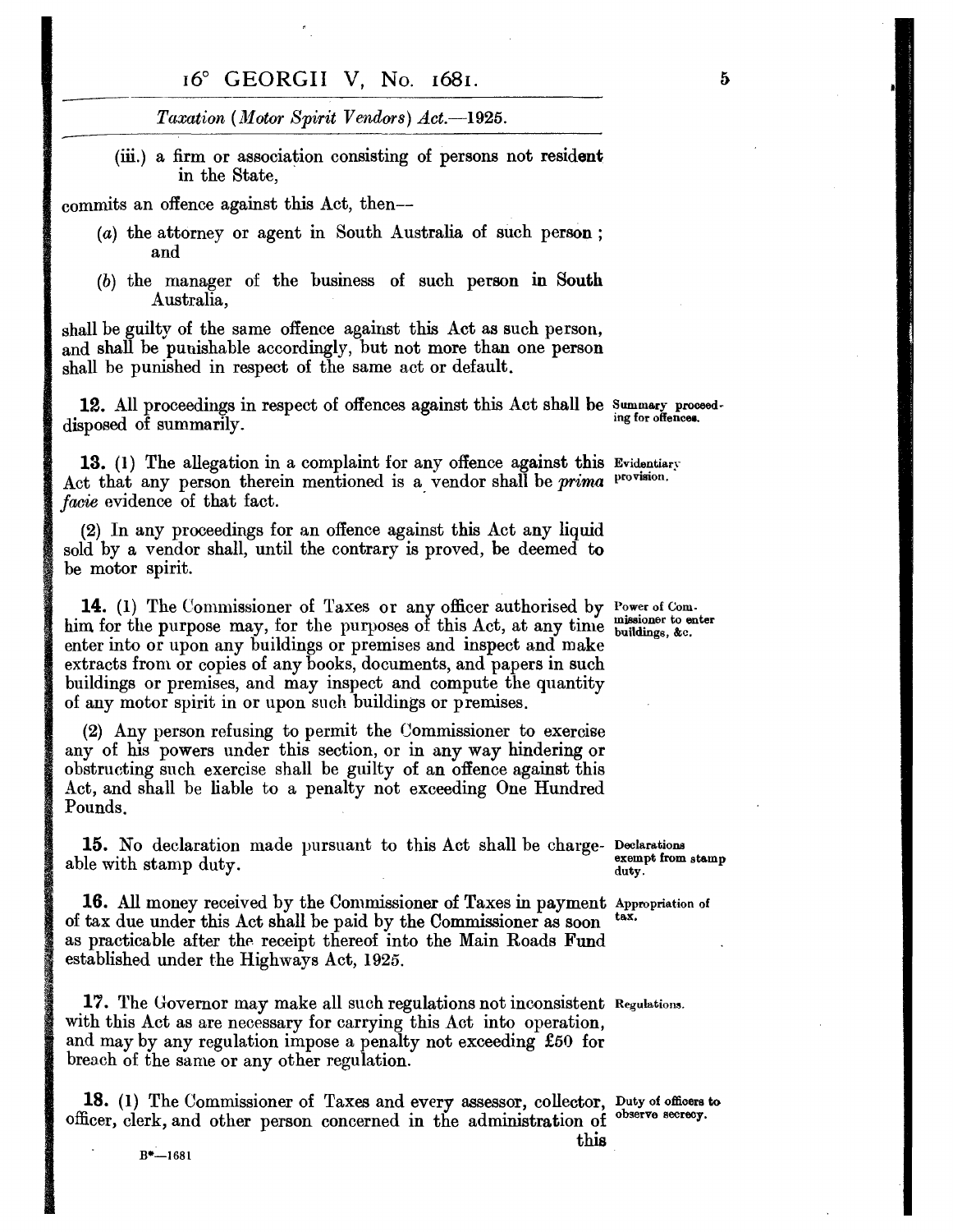(iii.) a firm or association consisting of persons not resident in the State,

commits an offence against this Act, then—

(a) the attorney or agent in South Australia of such person; and

(b) the manager of the business of such person in South Australia,

shall be guilty of the same offence against this Act as such person, and shall be punishable accordingly, but not more than one person shall be punished in respect of the same act or default.

**12.** All proceedings in respect of offences against this Act shall be disposed of summarily. *Summary proceeding for offences.*

**13.** (1) The allegation in a complaint for any offence against this Act that any person therein mentioned is a vendor shall be *prima facie* evidence of that fact. *Evidentiary provision.*

(2) In any proceedings for an offence against this Act any liquid sold by a vendor shall, until the contrary is proved, be deemed to be motor spirit.

**14.** (1) The Commissioner of Taxes or any officer authorised by him for the purpose may, for the purposes of this Act, at any time enter into or upon any buildings or premises and inspect and make extracts from or copies of any books, documents, and papers in such buildings or premises, and may inspect and compute the quantity of any motor spirit in or upon such buildings or premises. *Power of Commissioner to enter buildings, &c.*

(2) Any person refusing to permit the Commissioner to exercise any of his powers under this section, or in any way hindering or obstructing such exercise shall be guilty of an offence against this Act, and shall be liable to a penalty not exceeding One Hundred Pounds.

**15.** No declaration made pursuant to this Act shall be chargeable with stamp duty. *Declarations exempt from stamp duty.*

**16.** All money received by the Commissioner of Taxes in payment of tax due under this Act shall be paid by the Commissioner as soon as practicable after the receipt thereof into the Main Roads Fund established under the Highways Act, 1925. *Appropriation of tax.*

**17.** The Governor may make all such regulations not inconsistent with this Act as are necessary for carrying this Act into operation, and may by any regulation impose a penalty not exceeding £50 for breach of the same or any other regulation. *Regulations.*

**18.** (1) The Commissioner of Taxes and every assessor, collector, officer, clerk, and other person concerned in the administration of this *Duty of officers to observe secrecy.*

B*—1681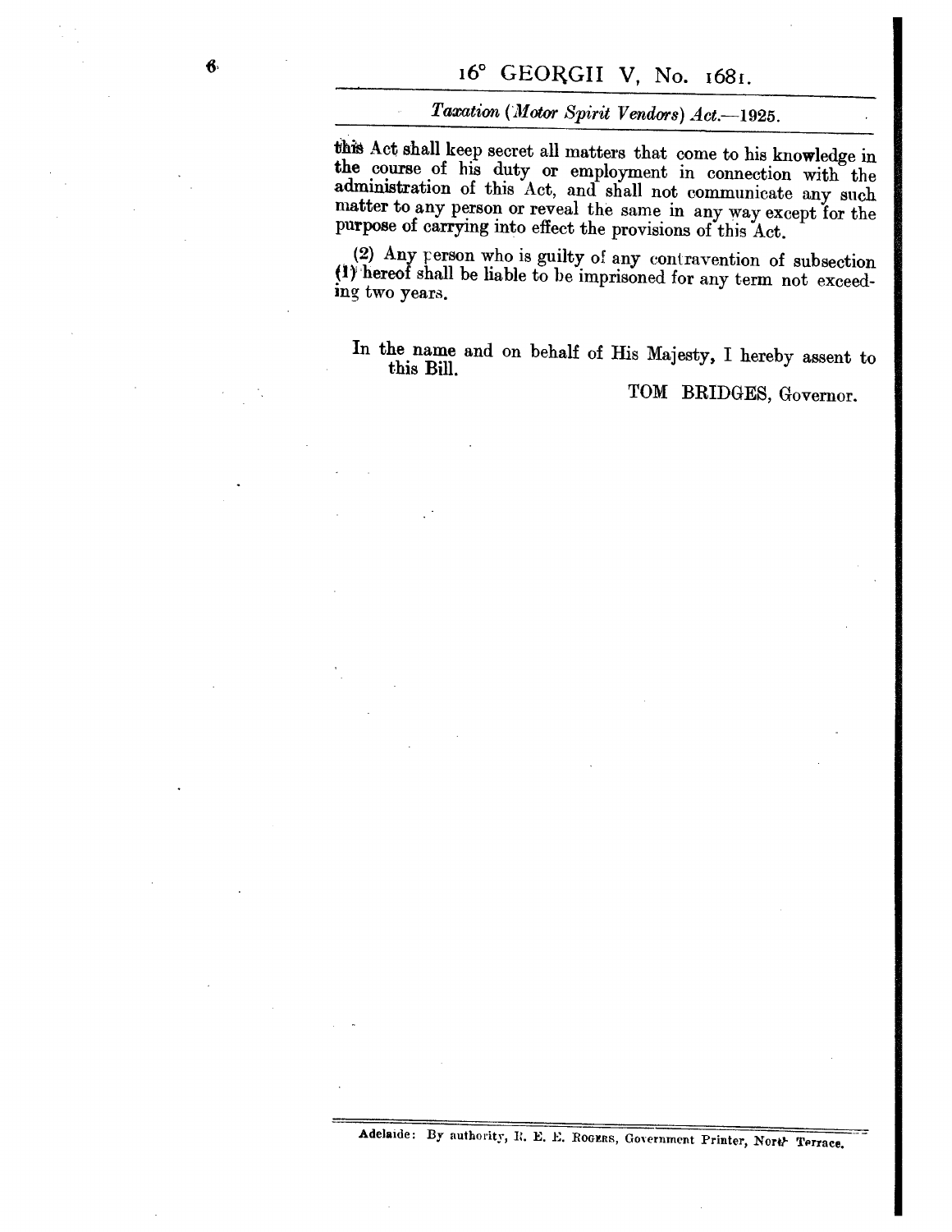this Act shall keep secret all matters that come to his knowledge in the course of his duty or employment in connection with the administration of this Act, and shall not communicate any such matter to any person or reveal the same in any way except for the purpose of carrying into effect the provisions of this Act.

(2) Any person who is guilty of any contravention of subsection (1) hereof shall be liable to be imprisoned for any term not exceeding two years.

In the name and on behalf of His Majesty, I hereby assent to this Bill.

TOM BRIDGES, Governor.

Adelaide: By authority, R. E. E. ROGERS, Government Printer, North Terrace.